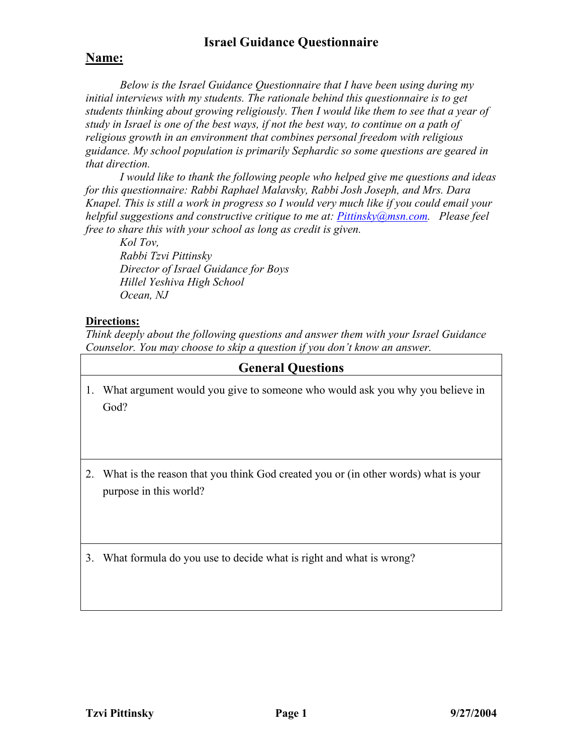# Israel Guidance Questionnaire

**Name:**

*Below is the Israel Guidance Questionnaire that I have been using during my initial interviews with my students. The rationale behind this questionnaire is to get students thinking about growing religiously. Then I would like them to see that a year of study in Israel is one of the best ways, if not the best way, to continue on a path of religious growth in an environment that combines personal freedom with religious guidance. My school population is primarily Sephardic so some questions are geared in that direction.*

*I would like to thank the following people who helped give me questions and ideas for this questionnaire: Rabbi Raphael Malavsky, Rabbi Josh Joseph, and Mrs. Dara Knapel. This is still a work in progress so I would very much like if you could email your helpful suggestions and constructive critique to me at: Pittinsky@msn.com. Please feel free to share this with your school as long as credit is given.*

*Kol Tov,*
*Rabbi Tzvi Pittinsky*
*Director of Israel Guidance for Boys*
*Hillel Yeshiva High School*
*Ocean, NJ*

**Directions:**

*Think deeply about the following questions and answer them with your Israel Guidance Counselor. You may choose to skip a question if you don't know an answer.*

## General Questions

1. What argument would you give to someone who would ask you why you believe in God?

2. What is the reason that you think God created you or (in other words) what is your purpose in this world?

3. What formula do you use to decide what is right and what is wrong?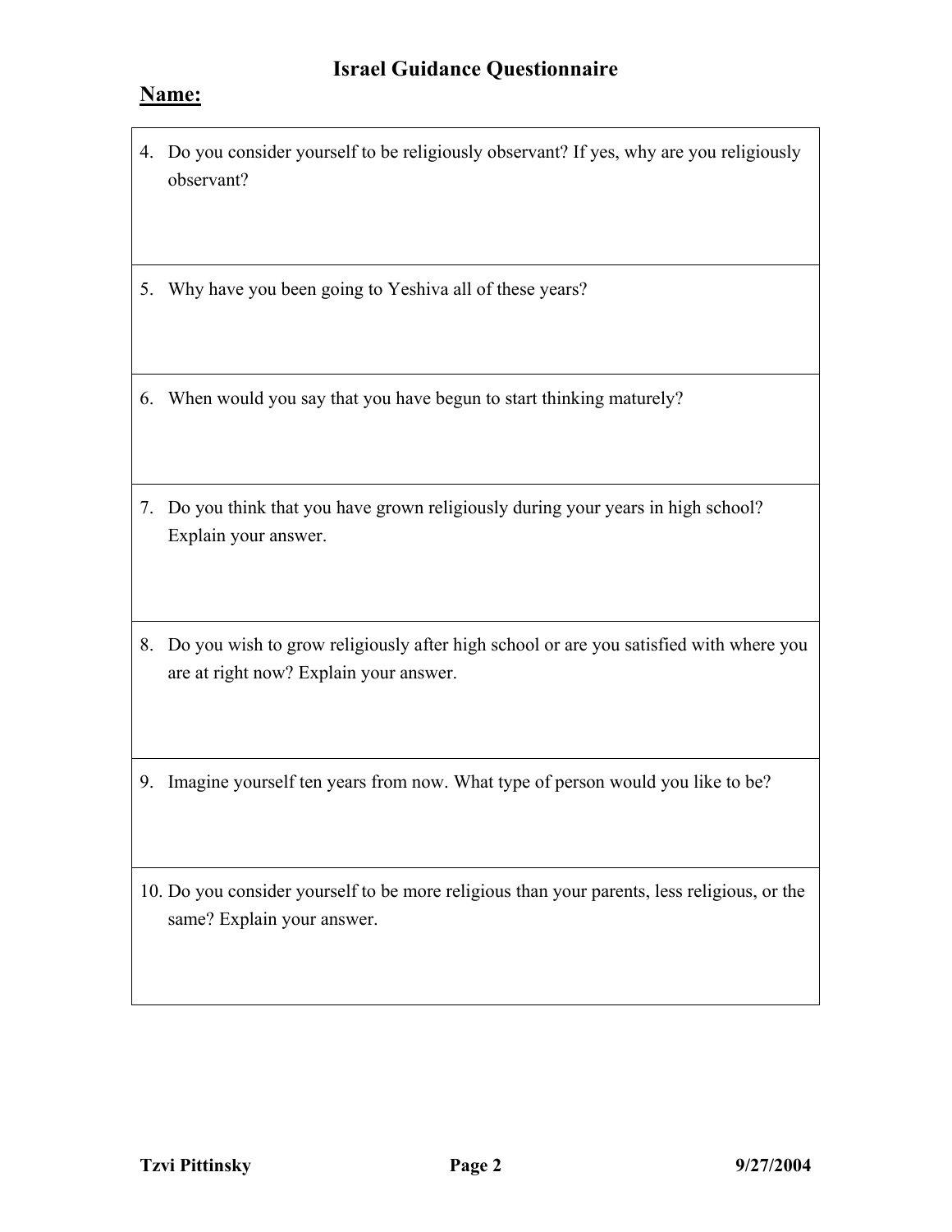# Israel Guidance Questionnaire

**Name:**

4. Do you consider yourself to be religiously observant? If yes, why are you religiously observant?

5. Why have you been going to Yeshiva all of these years?

6. When would you say that you have begun to start thinking maturely?

7. Do you think that you have grown religiously during your years in high school? Explain your answer.

8. Do you wish to grow religiously after high school or are you satisfied with where you are at right now? Explain your answer.

9. Imagine yourself ten years from now. What type of person would you like to be?

10. Do you consider yourself to be more religious than your parents, less religious, or the same? Explain your answer.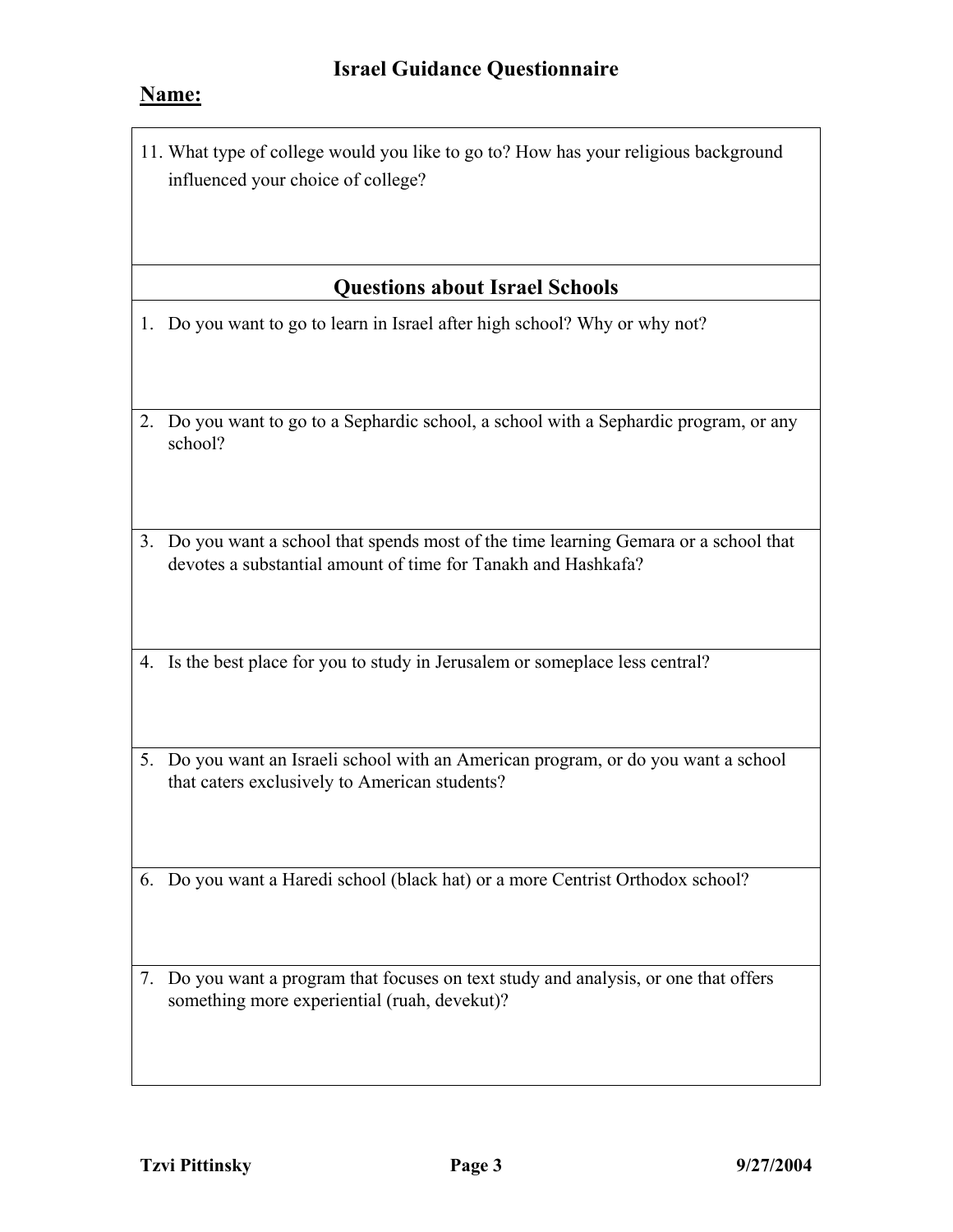# Israel Guidance Questionnaire

**Name:**

11. What type of college would you like to go to? How has your religious background influenced your choice of college?

## Questions about Israel Schools

1. Do you want to go to learn in Israel after high school? Why or why not?

2. Do you want to go to a Sephardic school, a school with a Sephardic program, or any school?

3. Do you want a school that spends most of the time learning Gemara or a school that devotes a substantial amount of time for Tanakh and Hashkafa?

4. Is the best place for you to study in Jerusalem or someplace less central?

5. Do you want an Israeli school with an American program, or do you want a school that caters exclusively to American students?

6. Do you want a Haredi school (black hat) or a more Centrist Orthodox school?

7. Do you want a program that focuses on text study and analysis, or one that offers something more experiential (ruah, devekut)?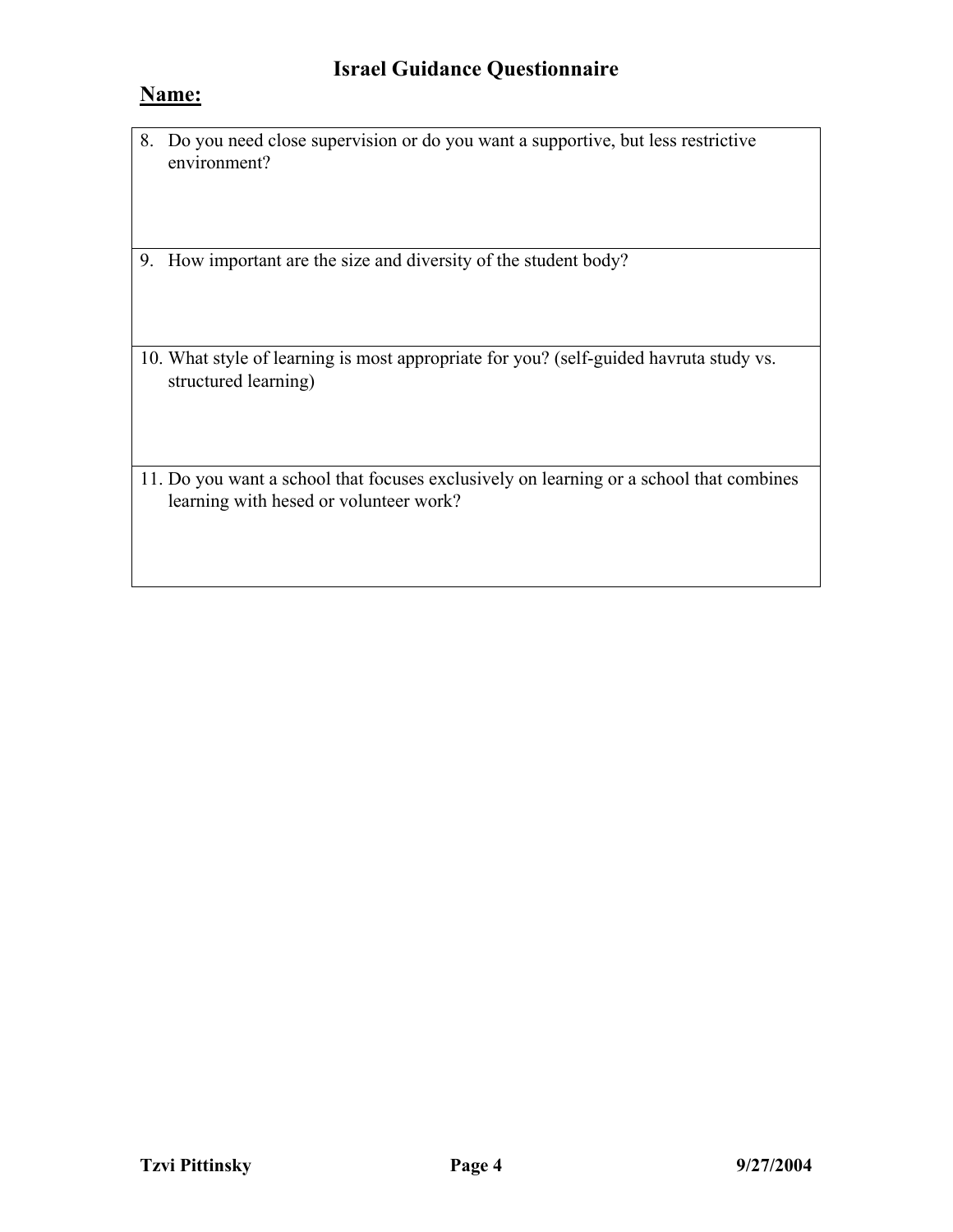# Israel Guidance Questionnaire

**Name:**

| |
|---|
| 8. Do you need close supervision or do you want a supportive, but less restrictive environment? |
| 9. How important are the size and diversity of the student body? |
| 10. What style of learning is most appropriate for you? (self-guided havruta study vs. structured learning) |
| 11. Do you want a school that focuses exclusively on learning or a school that combines learning with hesed or volunteer work? |